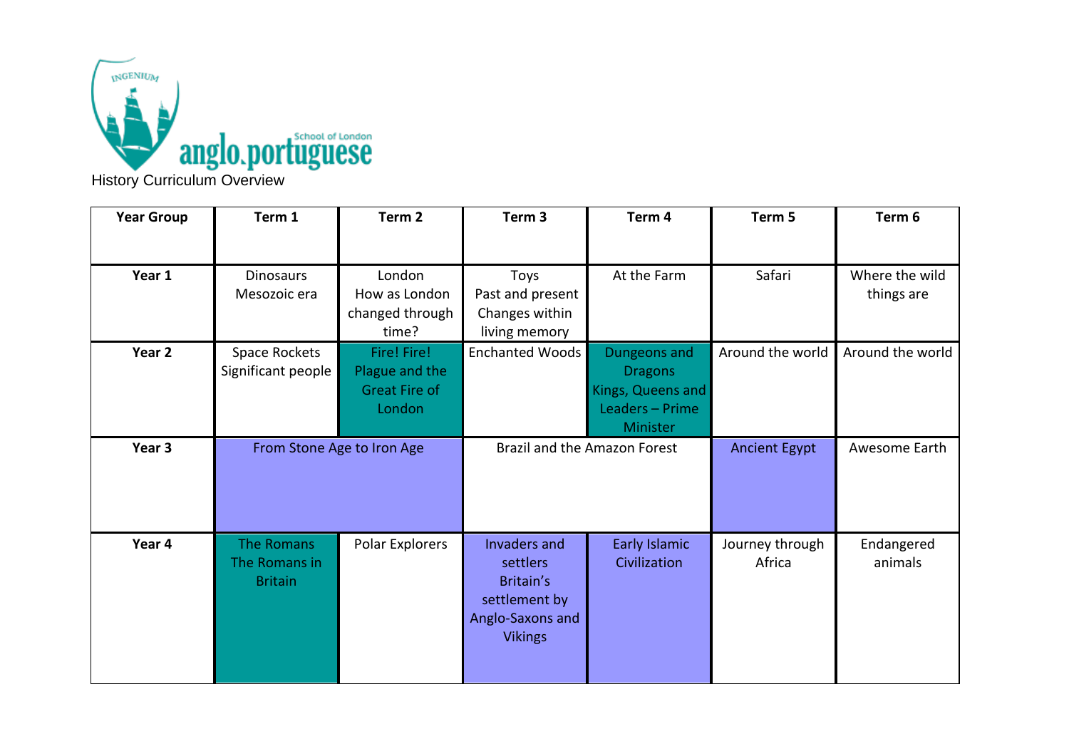anglo.portuguese School of London

History Curriculum Overview

| Year Group | Term 1 | Term 2 | Term 3 | Term 4 | Term 5 | Term 6 |
|---|---|---|---|---|---|---|
| **Year 1** | Dinosaurs<br>Mesozoic era | London<br>How as London changed through time? | Toys<br>Past and present<br>Changes within living memory | At the Farm | Safari | Where the wild things are |
| **Year 2** | Space Rockets<br>Significant people | Fire! Fire!<br>Plague and the Great Fire of London | Enchanted Woods | Dungeons and Dragons<br>Kings, Queens and Leaders – Prime Minister | Around the world | Around the world |
| **Year 3** | From Stone Age to Iron Age | | Brazil and the Amazon Forest | | Ancient Egypt | Awesome Earth |
| **Year 4** | The Romans<br>The Romans in Britain | Polar Explorers | Invaders and settlers<br>Britain's settlement by Anglo-Saxons and Vikings | Early Islamic Civilization | Journey through Africa | Endangered animals |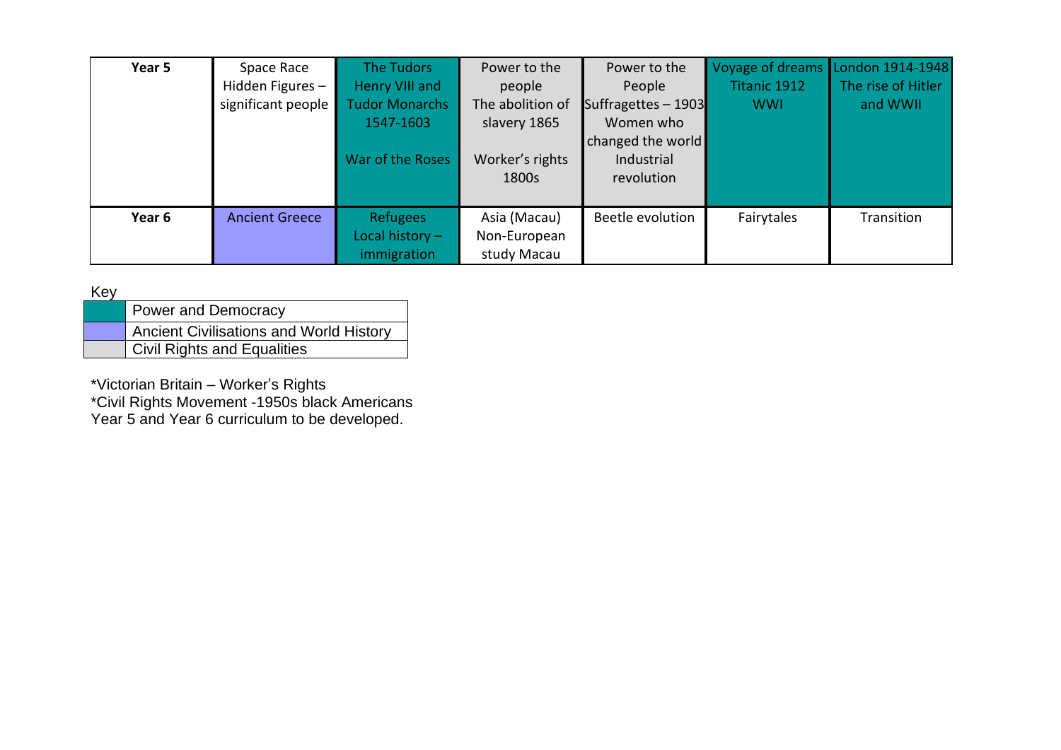| | | | | | | |
|---|---|---|---|---|---|---|
| **Year 5** | Space Race<br>Hidden Figures – significant people | The Tudors<br>Henry VIII and Tudor Monarchs<br>1547-1603<br><br>War of the Roses | Power to the people<br>The abolition of slavery 1865<br><br>Worker's rights 1800s | Power to the People<br>Suffragettes – 1903<br>Women who changed the world<br>Industrial revolution | Voyage of dreams<br>Titanic 1912<br>WWI | London 1914-1948<br>The rise of Hitler and WWII |
| **Year 6** | Ancient Greece | Refugees<br>Local history – immigration | Asia (Macau)<br>Non-European study Macau | Beetle evolution | Fairytales | Transition |

Key

| | |
|---|---|
| (teal) | Power and Democracy |
| (purple) | Ancient Civilisations and World History |
| (grey) | Civil Rights and Equalities |

*Victorian Britain – Worker's Rights
*Civil Rights Movement -1950s black Americans
Year 5 and Year 6 curriculum to be developed.